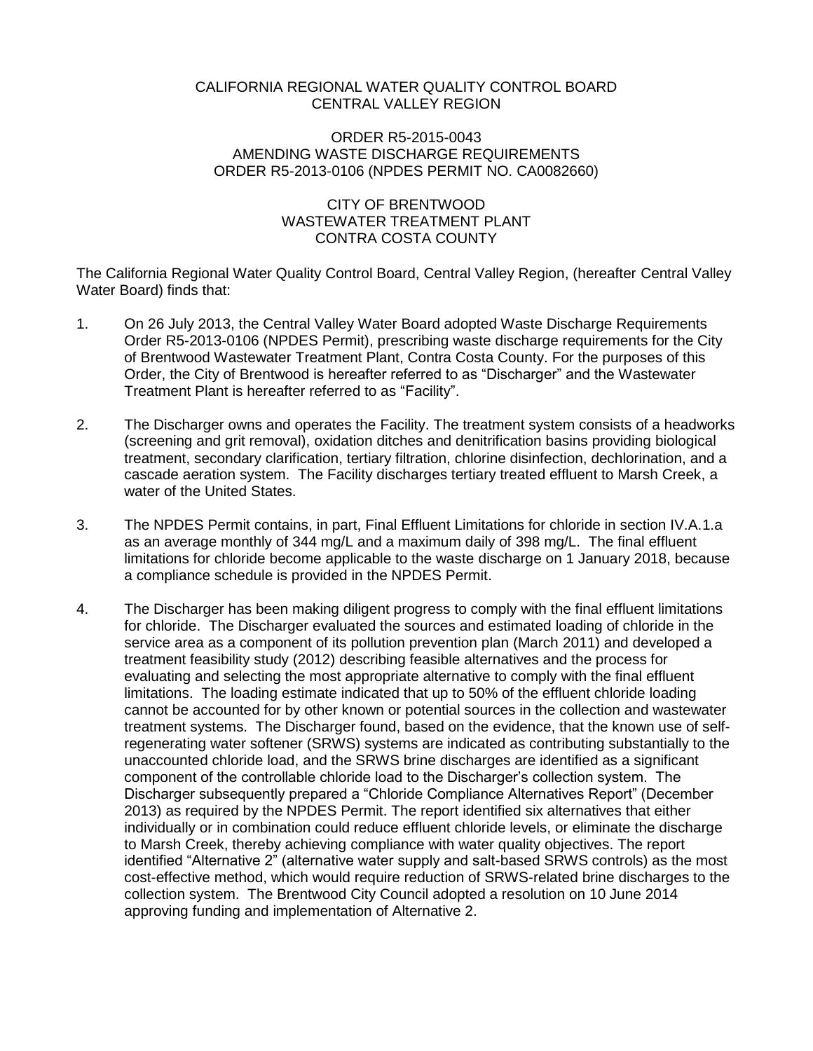CALIFORNIA REGIONAL WATER QUALITY CONTROL BOARD
CENTRAL VALLEY REGION

ORDER R5-2015-0043
AMENDING WASTE DISCHARGE REQUIREMENTS
ORDER R5-2013-0106 (NPDES PERMIT NO. CA0082660)

CITY OF BRENTWOOD
WASTEWATER TREATMENT PLANT
CONTRA COSTA COUNTY

The California Regional Water Quality Control Board, Central Valley Region, (hereafter Central Valley Water Board) finds that:

1. On 26 July 2013, the Central Valley Water Board adopted Waste Discharge Requirements Order R5-2013-0106 (NPDES Permit), prescribing waste discharge requirements for the City of Brentwood Wastewater Treatment Plant, Contra Costa County. For the purposes of this Order, the City of Brentwood is hereafter referred to as "Discharger" and the Wastewater Treatment Plant is hereafter referred to as "Facility".

2. The Discharger owns and operates the Facility. The treatment system consists of a headworks (screening and grit removal), oxidation ditches and denitrification basins providing biological treatment, secondary clarification, tertiary filtration, chlorine disinfection, dechlorination, and a cascade aeration system. The Facility discharges tertiary treated effluent to Marsh Creek, a water of the United States.

3. The NPDES Permit contains, in part, Final Effluent Limitations for chloride in section IV.A.1.a as an average monthly of 344 mg/L and a maximum daily of 398 mg/L. The final effluent limitations for chloride become applicable to the waste discharge on 1 January 2018, because a compliance schedule is provided in the NPDES Permit.

4. The Discharger has been making diligent progress to comply with the final effluent limitations for chloride. The Discharger evaluated the sources and estimated loading of chloride in the service area as a component of its pollution prevention plan (March 2011) and developed a treatment feasibility study (2012) describing feasible alternatives and the process for evaluating and selecting the most appropriate alternative to comply with the final effluent limitations. The loading estimate indicated that up to 50% of the effluent chloride loading cannot be accounted for by other known or potential sources in the collection and wastewater treatment systems. The Discharger found, based on the evidence, that the known use of self-regenerating water softener (SRWS) systems are indicated as contributing substantially to the unaccounted chloride load, and the SRWS brine discharges are identified as a significant component of the controllable chloride load to the Discharger's collection system. The Discharger subsequently prepared a "Chloride Compliance Alternatives Report" (December 2013) as required by the NPDES Permit. The report identified six alternatives that either individually or in combination could reduce effluent chloride levels, or eliminate the discharge to Marsh Creek, thereby achieving compliance with water quality objectives. The report identified "Alternative 2" (alternative water supply and salt-based SRWS controls) as the most cost-effective method, which would require reduction of SRWS-related brine discharges to the collection system. The Brentwood City Council adopted a resolution on 10 June 2014 approving funding and implementation of Alternative 2.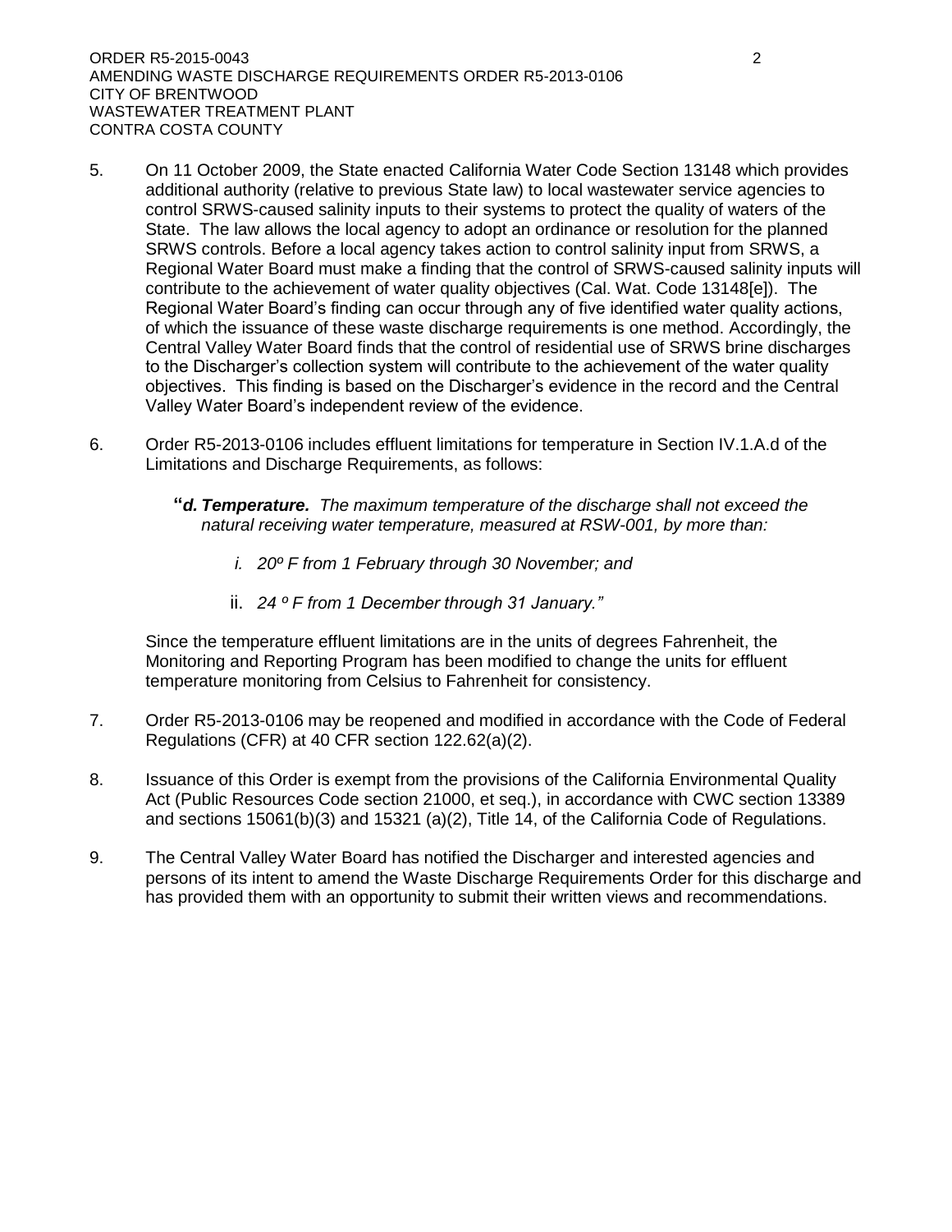5. On 11 October 2009, the State enacted California Water Code Section 13148 which provides additional authority (relative to previous State law) to local wastewater service agencies to control SRWS-caused salinity inputs to their systems to protect the quality of waters of the State. The law allows the local agency to adopt an ordinance or resolution for the planned SRWS controls. Before a local agency takes action to control salinity input from SRWS, a Regional Water Board must make a finding that the control of SRWS-caused salinity inputs will contribute to the achievement of water quality objectives (Cal. Wat. Code 13148[e]). The Regional Water Board's finding can occur through any of five identified water quality actions, of which the issuance of these waste discharge requirements is one method. Accordingly, the Central Valley Water Board finds that the control of residential use of SRWS brine discharges to the Discharger's collection system will contribute to the achievement of the water quality objectives. This finding is based on the Discharger's evidence in the record and the Central Valley Water Board's independent review of the evidence.

6. Order R5-2013-0106 includes effluent limitations for temperature in Section IV.1.A.d of the Limitations and Discharge Requirements, as follows:

   "***d. Temperature.*** *The maximum temperature of the discharge shall not exceed the natural receiving water temperature, measured at RSW-001, by more than:*

   *i. 20º F from 1 February through 30 November; and*

   ii. *24 º F from 1 December through 31 January."*

   Since the temperature effluent limitations are in the units of degrees Fahrenheit, the Monitoring and Reporting Program has been modified to change the units for effluent temperature monitoring from Celsius to Fahrenheit for consistency.

7. Order R5-2013-0106 may be reopened and modified in accordance with the Code of Federal Regulations (CFR) at 40 CFR section 122.62(a)(2).

8. Issuance of this Order is exempt from the provisions of the California Environmental Quality Act (Public Resources Code section 21000, et seq.), in accordance with CWC section 13389 and sections 15061(b)(3) and 15321 (a)(2), Title 14, of the California Code of Regulations.

9. The Central Valley Water Board has notified the Discharger and interested agencies and persons of its intent to amend the Waste Discharge Requirements Order for this discharge and has provided them with an opportunity to submit their written views and recommendations.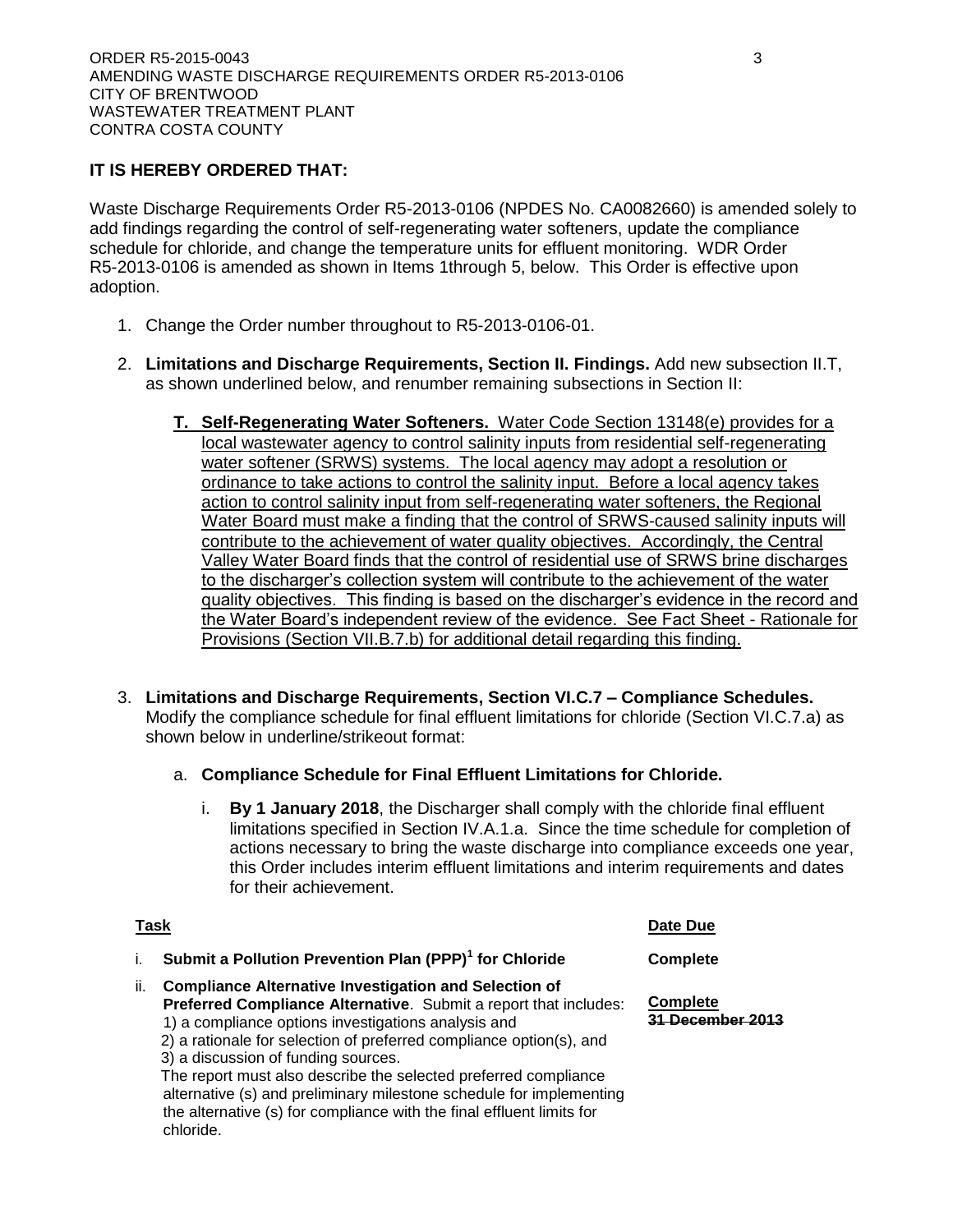**IT IS HEREBY ORDERED THAT:**

Waste Discharge Requirements Order R5-2013-0106 (NPDES No. CA0082660) is amended solely to add findings regarding the control of self-regenerating water softeners, update the compliance schedule for chloride, and change the temperature units for effluent monitoring. WDR Order R5-2013-0106 is amended as shown in Items 1through 5, below. This Order is effective upon adoption.

1. Change the Order number throughout to R5-2013-0106-01.

2. **Limitations and Discharge Requirements, Section II. Findings.** Add new subsection II.T, as shown underlined below, and renumber remaining subsections in Section II:

   **T. Self-Regenerating Water Softeners.** <u>Water Code Section 13148(e) provides for a local wastewater agency to control salinity inputs from residential self-regenerating water softener (SRWS) systems. The local agency may adopt a resolution or ordinance to take actions to control the salinity input. Before a local agency takes action to control salinity input from self-regenerating water softeners, the Regional Water Board must make a finding that the control of SRWS-caused salinity inputs will contribute to the achievement of water quality objectives. Accordingly, the Central Valley Water Board finds that the control of residential use of SRWS brine discharges to the discharger's collection system will contribute to the achievement of the water quality objectives. This finding is based on the discharger's evidence in the record and the Water Board's independent review of the evidence. See Fact Sheet - Rationale for Provisions (Section VII.B.7.b) for additional detail regarding this finding.</u>

3. **Limitations and Discharge Requirements, Section VI.C.7 – Compliance Schedules.** Modify the compliance schedule for final effluent limitations for chloride (Section VI.C.7.a) as shown below in underline/strikeout format:

   a. **Compliance Schedule for Final Effluent Limitations for Chloride.**

      i. **By 1 January 2018**, the Discharger shall comply with the chloride final effluent limitations specified in Section IV.A.1.a. Since the time schedule for completion of actions necessary to bring the waste discharge into compliance exceeds one year, this Order includes interim effluent limitations and interim requirements and dates for their achievement.

| Task | Date Due |
|---|---|
| i. **Submit a Pollution Prevention Plan (PPP)[1] for Chloride** | **Complete** |
| ii. **Compliance Alternative Investigation and Selection of Preferred Compliance Alternative**. Submit a report that includes: 1) a compliance options investigations analysis and 2) a rationale for selection of preferred compliance option(s), and 3) a discussion of funding sources. The report must also describe the selected preferred compliance alternative (s) and preliminary milestone schedule for implementing the alternative (s) for compliance with the final effluent limits for chloride. | <u>**Complete**</u> ~~**31 December 2013**~~ |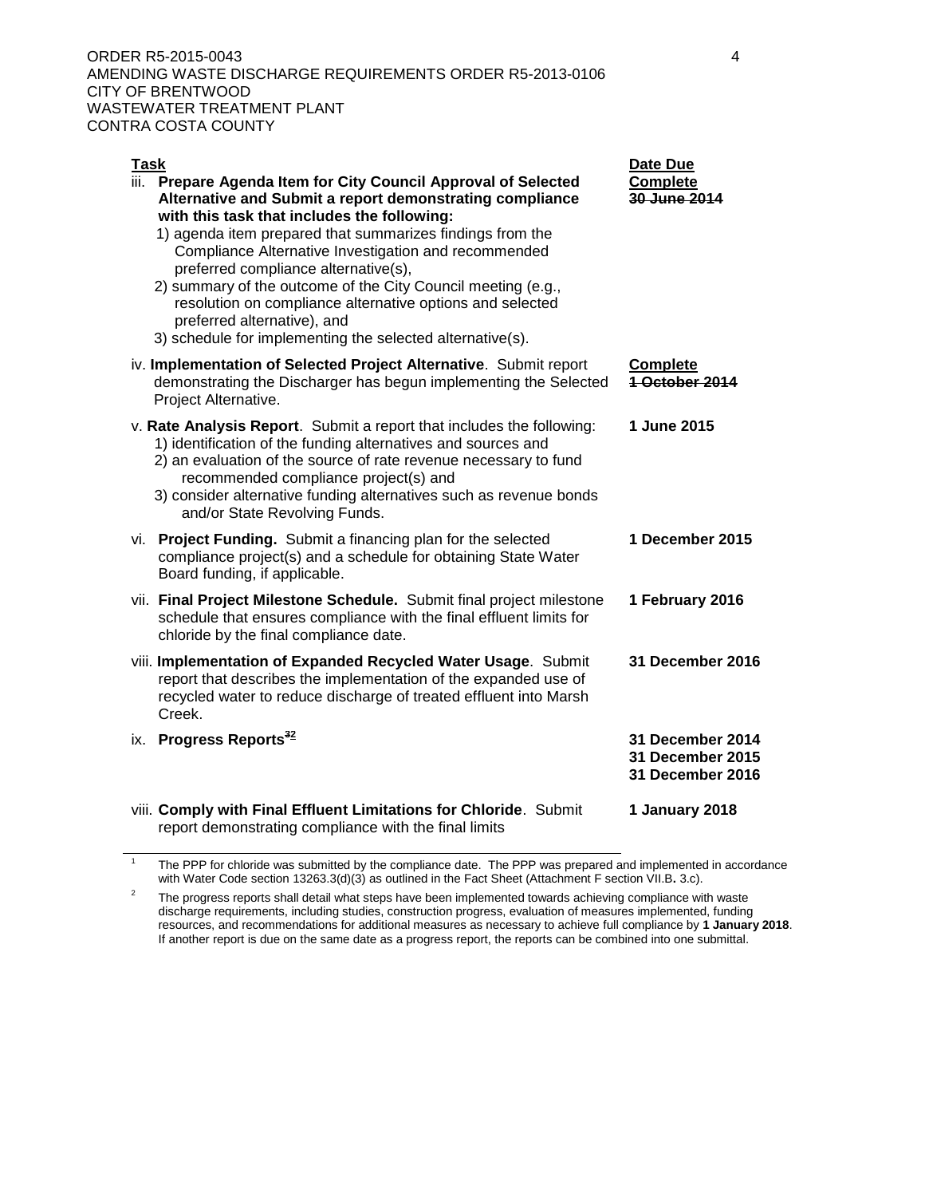| Task | Date Due |
|---|---|
| iii. **Prepare Agenda Item for City Council Approval of Selected Alternative and Submit a report demonstrating compliance with this task that includes the following:**<br>1) agenda item prepared that summarizes findings from the Compliance Alternative Investigation and recommended preferred compliance alternative(s),<br>2) summary of the outcome of the City Council meeting (e.g., resolution on compliance alternative options and selected preferred alternative), and<br>3) schedule for implementing the selected alternative(s). | **Complete**<br>~~**30 June 2014**~~ |
| iv. **Implementation of Selected Project Alternative**. Submit report demonstrating the Discharger has begun implementing the Selected Project Alternative. | **Complete**<br>~~**1 October 2014**~~ |
| v. **Rate Analysis Report**. Submit a report that includes the following:<br>1) identification of the funding alternatives and sources and<br>2) an evaluation of the source of rate revenue necessary to fund recommended compliance project(s) and<br>3) consider alternative funding alternatives such as revenue bonds and/or State Revolving Funds. | **1 June 2015** |
| vi. **Project Funding.** Submit a financing plan for the selected compliance project(s) and a schedule for obtaining State Water Board funding, if applicable. | **1 December 2015** |
| vii. **Final Project Milestone Schedule.** Submit final project milestone schedule that ensures compliance with the final effluent limits for chloride by the final compliance date. | **1 February 2016** |
| viii. **Implementation of Expanded Recycled Water Usage**. Submit report that describes the implementation of the expanded use of recycled water to reduce discharge of treated effluent into Marsh Creek. | **31 December 2016** |
| ix. **Progress Reports**~~[3]~~[2] | **31 December 2014**<br>**31 December 2015**<br>**31 December 2016** |
| viii. **Comply with Final Effluent Limitations for Chloride**. Submit report demonstrating compliance with the final limits | **1 January 2018** |

---

[1] The PPP for chloride was submitted by the compliance date. The PPP was prepared and implemented in accordance with Water Code section 13263.3(d)(3) as outlined in the Fact Sheet (Attachment F section VII.B**.** 3.c).

[2] The progress reports shall detail what steps have been implemented towards achieving compliance with waste discharge requirements, including studies, construction progress, evaluation of measures implemented, funding resources, and recommendations for additional measures as necessary to achieve full compliance by **1 January 2018**. If another report is due on the same date as a progress report, the reports can be combined into one submittal.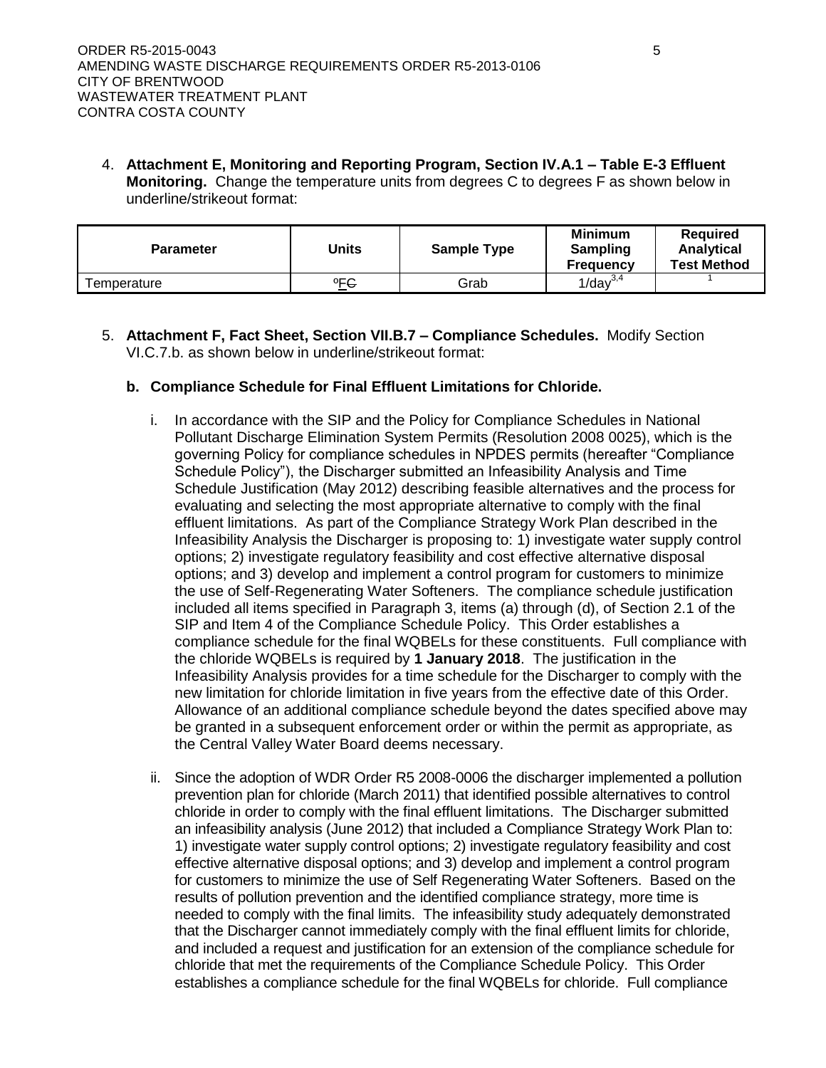4. **Attachment E, Monitoring and Reporting Program, Section IV.A.1 – Table E-3 Effluent Monitoring.** Change the temperature units from degrees C to degrees F as shown below in underline/strikeout format:

| Parameter | Units | Sample Type | Minimum Sampling Frequency | Required Analytical Test Method |
|---|---|---|---|---|
| Temperature | ºF~~C~~ | Grab | 1/day[3,4] | [1] |

5. **Attachment F, Fact Sheet, Section VII.B.7 – Compliance Schedules.** Modify Section VI.C.7.b. as shown below in underline/strikeout format:

**b. Compliance Schedule for Final Effluent Limitations for Chloride.**

i. In accordance with the SIP and the Policy for Compliance Schedules in National Pollutant Discharge Elimination System Permits (Resolution 2008 0025), which is the governing Policy for compliance schedules in NPDES permits (hereafter "Compliance Schedule Policy"), the Discharger submitted an Infeasibility Analysis and Time Schedule Justification (May 2012) describing feasible alternatives and the process for evaluating and selecting the most appropriate alternative to comply with the final effluent limitations. As part of the Compliance Strategy Work Plan described in the Infeasibility Analysis the Discharger is proposing to: 1) investigate water supply control options; 2) investigate regulatory feasibility and cost effective alternative disposal options; and 3) develop and implement a control program for customers to minimize the use of Self-Regenerating Water Softeners. The compliance schedule justification included all items specified in Paragraph 3, items (a) through (d), of Section 2.1 of the SIP and Item 4 of the Compliance Schedule Policy. This Order establishes a compliance schedule for the final WQBELs for these constituents. Full compliance with the chloride WQBELs is required by **1 January 2018**. The justification in the Infeasibility Analysis provides for a time schedule for the Discharger to comply with the new limitation for chloride limitation in five years from the effective date of this Order. Allowance of an additional compliance schedule beyond the dates specified above may be granted in a subsequent enforcement order or within the permit as appropriate, as the Central Valley Water Board deems necessary.

ii. Since the adoption of WDR Order R5 2008-0006 the discharger implemented a pollution prevention plan for chloride (March 2011) that identified possible alternatives to control chloride in order to comply with the final effluent limitations. The Discharger submitted an infeasibility analysis (June 2012) that included a Compliance Strategy Work Plan to: 1) investigate water supply control options; 2) investigate regulatory feasibility and cost effective alternative disposal options; and 3) develop and implement a control program for customers to minimize the use of Self Regenerating Water Softeners. Based on the results of pollution prevention and the identified compliance strategy, more time is needed to comply with the final limits. The infeasibility study adequately demonstrated that the Discharger cannot immediately comply with the final effluent limits for chloride, and included a request and justification for an extension of the compliance schedule for chloride that met the requirements of the Compliance Schedule Policy. This Order establishes a compliance schedule for the final WQBELs for chloride. Full compliance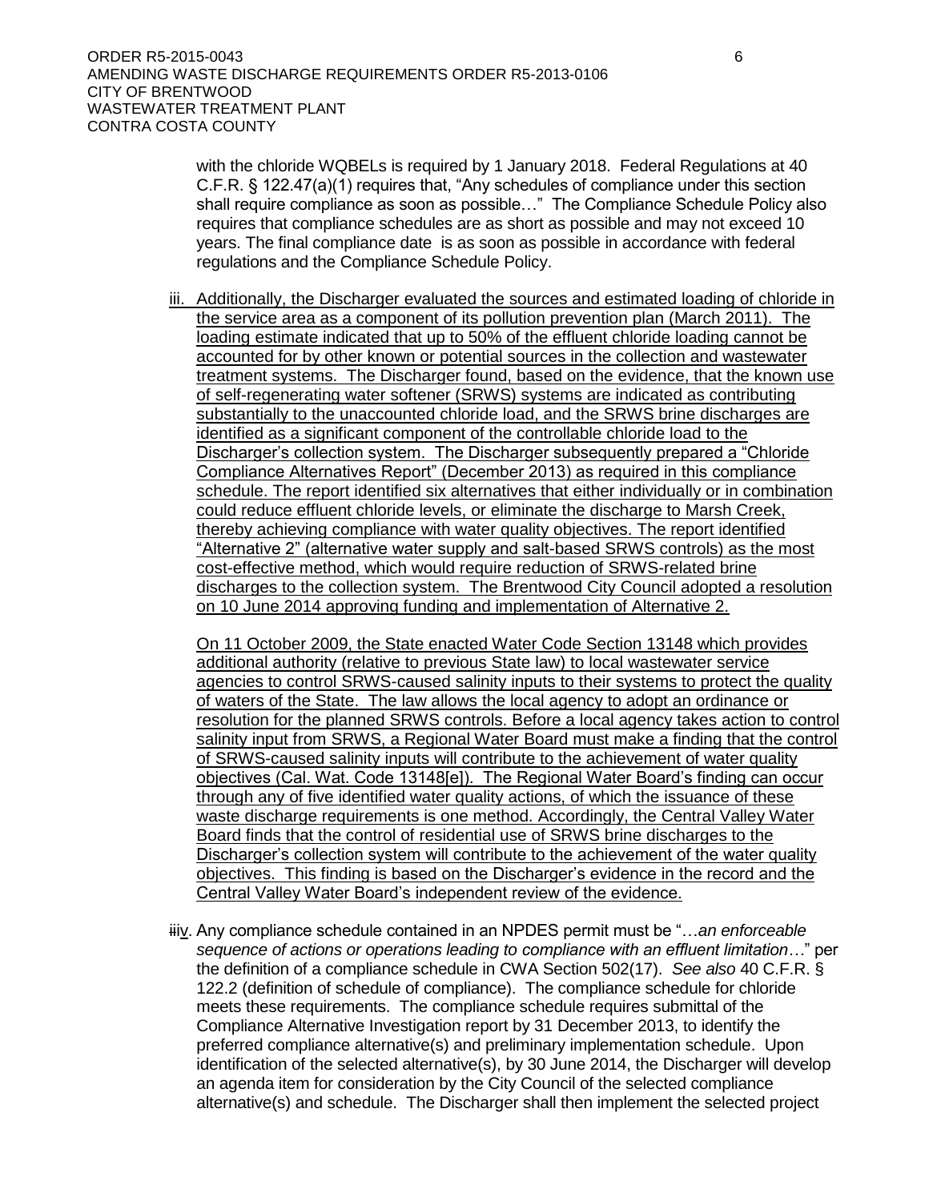with the chloride WQBELs is required by 1 January 2018. Federal Regulations at 40 C.F.R. § 122.47(a)(1) requires that, "Any schedules of compliance under this section shall require compliance as soon as possible…" The Compliance Schedule Policy also requires that compliance schedules are as short as possible and may not exceed 10 years. The final compliance date is as soon as possible in accordance with federal regulations and the Compliance Schedule Policy.

iii. Additionally, the Discharger evaluated the sources and estimated loading of chloride in the service area as a component of its pollution prevention plan (March 2011). The loading estimate indicated that up to 50% of the effluent chloride loading cannot be accounted for by other known or potential sources in the collection and wastewater treatment systems. The Discharger found, based on the evidence, that the known use of self-regenerating water softener (SRWS) systems are indicated as contributing substantially to the unaccounted chloride load, and the SRWS brine discharges are identified as a significant component of the controllable chloride load to the Discharger's collection system. The Discharger subsequently prepared a "Chloride Compliance Alternatives Report" (December 2013) as required in this compliance schedule. The report identified six alternatives that either individually or in combination could reduce effluent chloride levels, or eliminate the discharge to Marsh Creek, thereby achieving compliance with water quality objectives. The report identified "Alternative 2" (alternative water supply and salt-based SRWS controls) as the most cost-effective method, which would require reduction of SRWS-related brine discharges to the collection system. The Brentwood City Council adopted a resolution on 10 June 2014 approving funding and implementation of Alternative 2.

On 11 October 2009, the State enacted Water Code Section 13148 which provides additional authority (relative to previous State law) to local wastewater service agencies to control SRWS-caused salinity inputs to their systems to protect the quality of waters of the State. The law allows the local agency to adopt an ordinance or resolution for the planned SRWS controls. Before a local agency takes action to control salinity input from SRWS, a Regional Water Board must make a finding that the control of SRWS-caused salinity inputs will contribute to the achievement of water quality objectives (Cal. Wat. Code 13148[e]). The Regional Water Board's finding can occur through any of five identified water quality actions, of which the issuance of these waste discharge requirements is one method. Accordingly, the Central Valley Water Board finds that the control of residential use of SRWS brine discharges to the Discharger's collection system will contribute to the achievement of the water quality objectives. This finding is based on the Discharger's evidence in the record and the Central Valley Water Board's independent review of the evidence.

~~iii~~iv. Any compliance schedule contained in an NPDES permit must be "…*an enforceable sequence of actions or operations leading to compliance with an effluent limitation…*" per the definition of a compliance schedule in CWA Section 502(17). *See also* 40 C.F.R. § 122.2 (definition of schedule of compliance). The compliance schedule for chloride meets these requirements. The compliance schedule requires submittal of the Compliance Alternative Investigation report by 31 December 2013, to identify the preferred compliance alternative(s) and preliminary implementation schedule. Upon identification of the selected alternative(s), by 30 June 2014, the Discharger will develop an agenda item for consideration by the City Council of the selected compliance alternative(s) and schedule. The Discharger shall then implement the selected project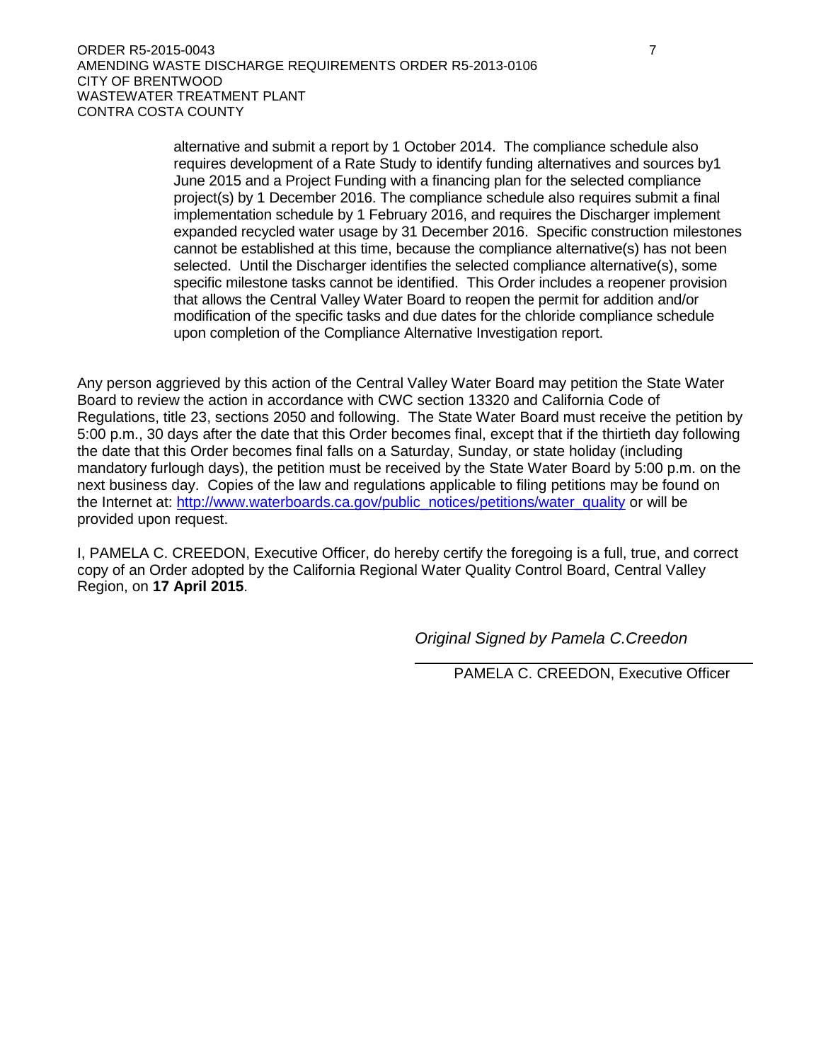alternative and submit a report by 1 October 2014. The compliance schedule also requires development of a Rate Study to identify funding alternatives and sources by1 June 2015 and a Project Funding with a financing plan for the selected compliance project(s) by 1 December 2016. The compliance schedule also requires submit a final implementation schedule by 1 February 2016, and requires the Discharger implement expanded recycled water usage by 31 December 2016. Specific construction milestones cannot be established at this time, because the compliance alternative(s) has not been selected. Until the Discharger identifies the selected compliance alternative(s), some specific milestone tasks cannot be identified. This Order includes a reopener provision that allows the Central Valley Water Board to reopen the permit for addition and/or modification of the specific tasks and due dates for the chloride compliance schedule upon completion of the Compliance Alternative Investigation report.

Any person aggrieved by this action of the Central Valley Water Board may petition the State Water Board to review the action in accordance with CWC section 13320 and California Code of Regulations, title 23, sections 2050 and following. The State Water Board must receive the petition by 5:00 p.m., 30 days after the date that this Order becomes final, except that if the thirtieth day following the date that this Order becomes final falls on a Saturday, Sunday, or state holiday (including mandatory furlough days), the petition must be received by the State Water Board by 5:00 p.m. on the next business day. Copies of the law and regulations applicable to filing petitions may be found on the Internet at: http://www.waterboards.ca.gov/public_notices/petitions/water_quality or will be provided upon request.

I, PAMELA C. CREEDON, Executive Officer, do hereby certify the foregoing is a full, true, and correct copy of an Order adopted by the California Regional Water Quality Control Board, Central Valley Region, on **17 April 2015**.

*Original Signed by Pamela C.Creedon*

PAMELA C. CREEDON, Executive Officer